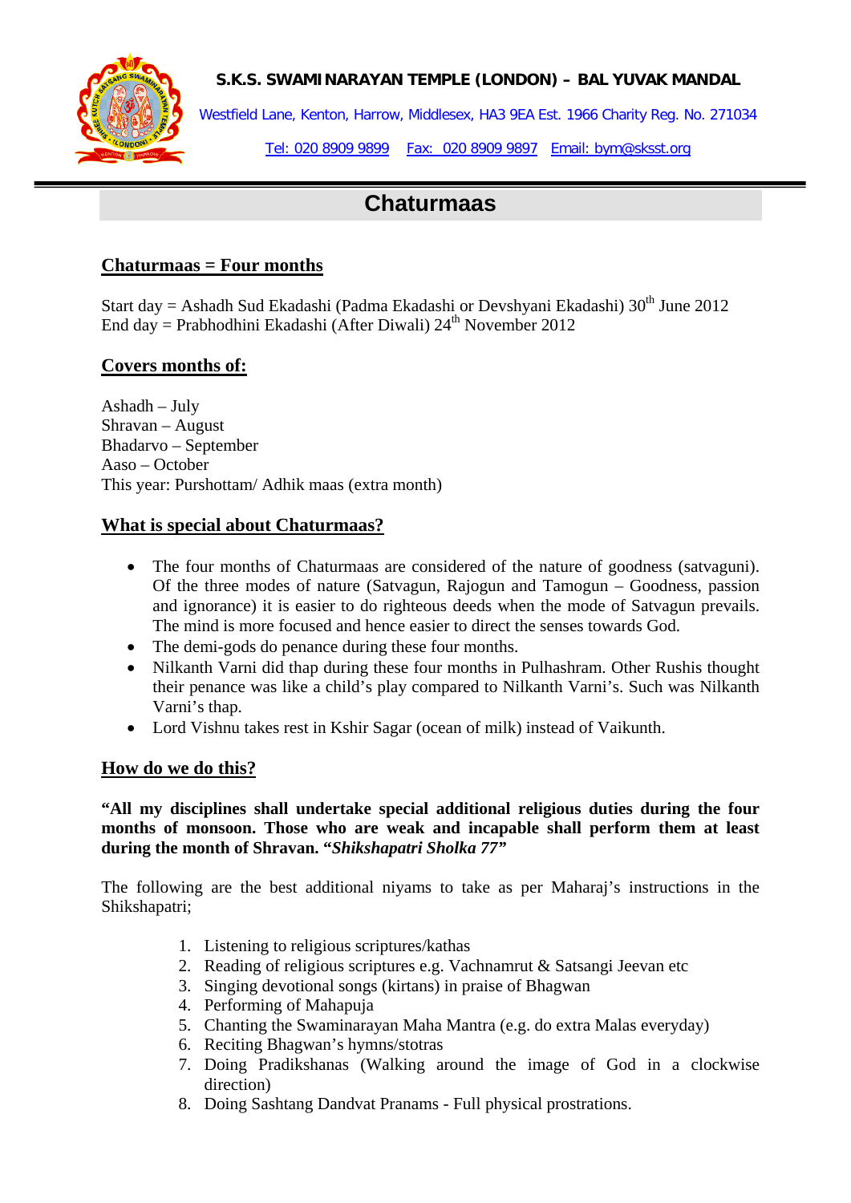**S.K.S. SWAMINARAYAN TEMPLE (LONDON) – BAL YUVAK MANDAL**

Westfield Lane, Kenton, Harrow, Middlesex, HA3 9EA Est. 1966 Charity Reg. No. 271034

Tel: 020 8909 9899 Fax: 020 8909 9897 Email: bym@sksst.org

# Chaturmaas

## Chaturmaas = Four months

Start day = Ashadh Sud Ekadashi (Padma Ekadashi or Devshyani Ekadashi) 30th June 2012
End day = Prabhodhini Ekadashi (After Diwali) 24th November 2012

## Covers months of:

Ashadh – July
Shravan – August
Bhadarvo – September
Aaso – October
This year: Purshottam/ Adhik maas (extra month)

## What is special about Chaturmaas?

- The four months of Chaturmaas are considered of the nature of goodness (satvaguni). Of the three modes of nature (Satvagun, Rajogun and Tamogun – Goodness, passion and ignorance) it is easier to do righteous deeds when the mode of Satvagun prevails. The mind is more focused and hence easier to direct the senses towards God.
- The demi-gods do penance during these four months.
- Nilkanth Varni did thap during these four months in Pulhashram. Other Rushis thought their penance was like a child's play compared to Nilkanth Varni's. Such was Nilkanth Varni's thap.
- Lord Vishnu takes rest in Kshir Sagar (ocean of milk) instead of Vaikunth.

## How do we do this?

**"All my disciplines shall undertake special additional religious duties during the four months of monsoon. Those who are weak and incapable shall perform them at least during the month of Shravan. "*Shikshapatri Sholka 77*"**

The following are the best additional niyams to take as per Maharaj's instructions in the Shikshapatri;

1. Listening to religious scriptures/kathas
2. Reading of religious scriptures e.g. Vachnamrut & Satsangi Jeevan etc
3. Singing devotional songs (kirtans) in praise of Bhagwan
4. Performing of Mahapuja
5. Chanting the Swaminarayan Maha Mantra (e.g. do extra Malas everyday)
6. Reciting Bhagwan's hymns/stotras
7. Doing Pradikshanas (Walking around the image of God in a clockwise direction)
8. Doing Sashtang Dandvat Pranams - Full physical prostrations.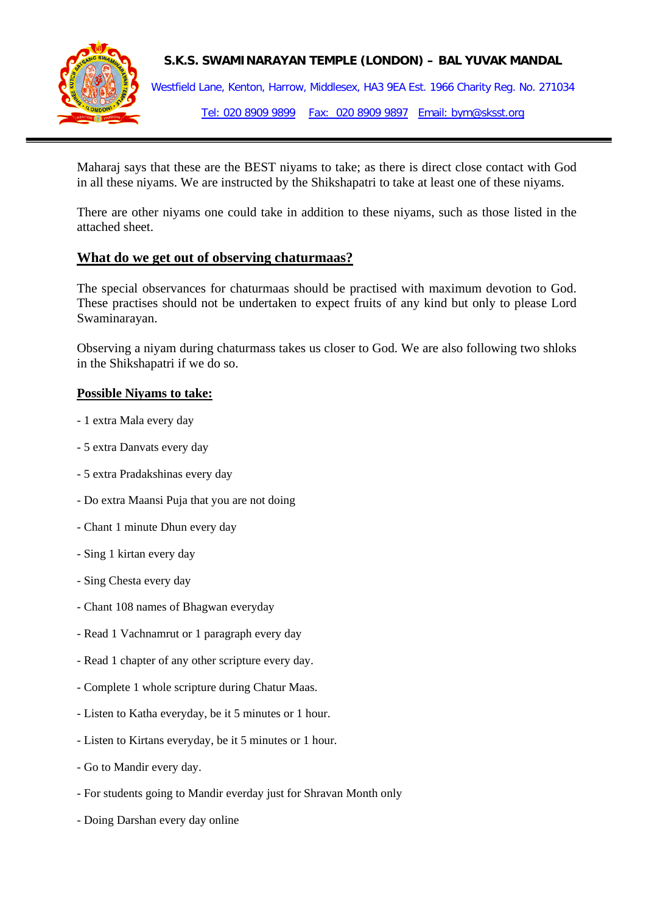Maharaj says that these are the BEST niyams to take; as there is direct close contact with God in all these niyams. We are instructed by the Shikshapatri to take at least one of these niyams.

There are other niyams one could take in addition to these niyams, such as those listed in the attached sheet.

## What do we get out of observing chaturmaas?

The special observances for chaturmaas should be practised with maximum devotion to God. These practises should not be undertaken to expect fruits of any kind but only to please Lord Swaminarayan.

Observing a niyam during chaturmass takes us closer to God. We are also following two shloks in the Shikshapatri if we do so.

### Possible Niyams to take:

- 1 extra Mala every day
- 5 extra Danvats every day
- 5 extra Pradakshinas every day
- Do extra Maansi Puja that you are not doing
- Chant 1 minute Dhun every day
- Sing 1 kirtan every day
- Sing Chesta every day
- Chant 108 names of Bhagwan everyday
- Read 1 Vachnamrut or 1 paragraph every day
- Read 1 chapter of any other scripture every day.
- Complete 1 whole scripture during Chatur Maas.
- Listen to Katha everyday, be it 5 minutes or 1 hour.
- Listen to Kirtans everyday, be it 5 minutes or 1 hour.
- Go to Mandir every day.
- For students going to Mandir everday just for Shravan Month only
- Doing Darshan every day online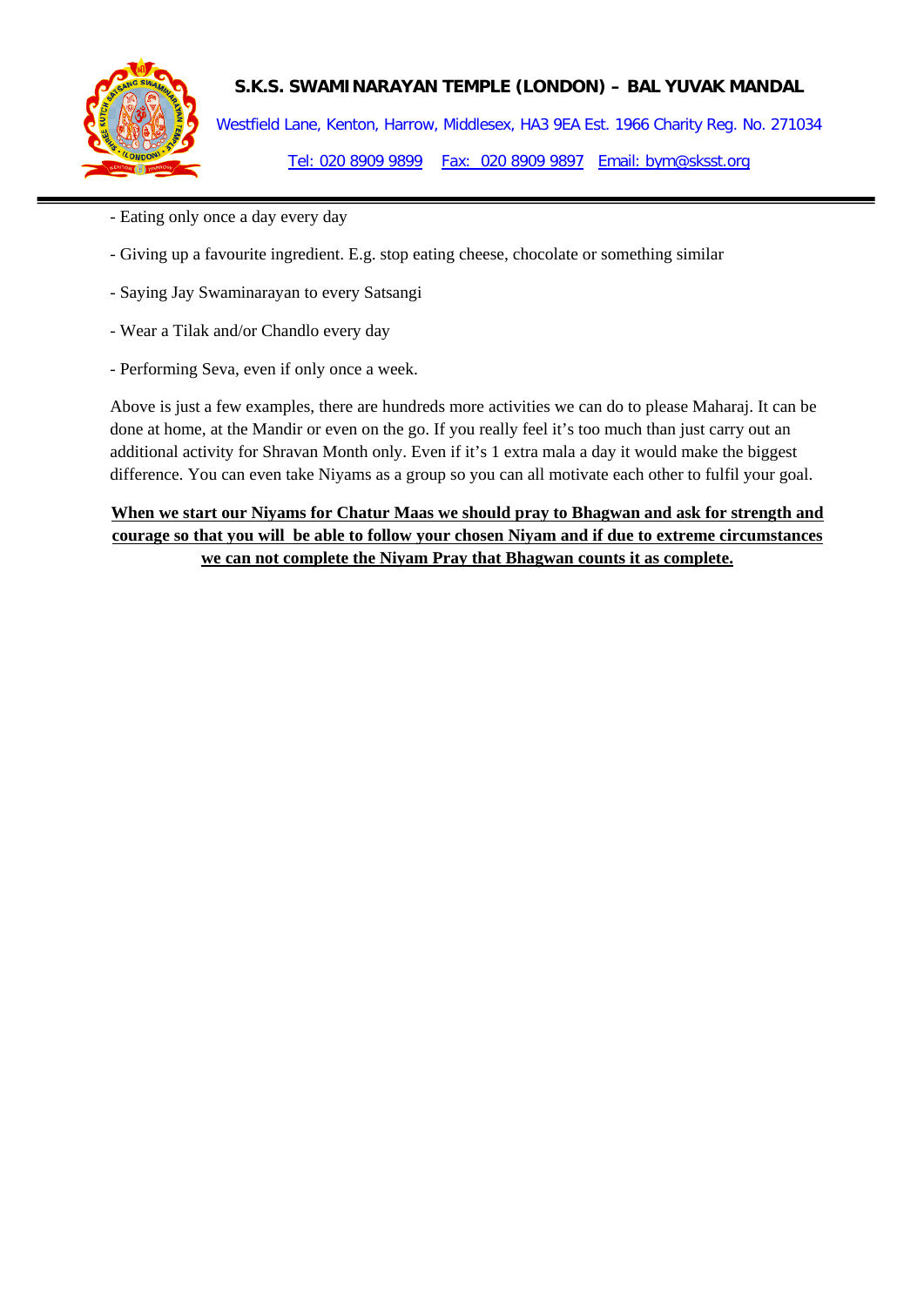- Eating only once a day every day

- Giving up a favourite ingredient. E.g. stop eating cheese, chocolate or something similar

- Saying Jay Swaminarayan to every Satsangi

- Wear a Tilak and/or Chandlo every day

- Performing Seva, even if only once a week.

Above is just a few examples, there are hundreds more activities we can do to please Maharaj. It can be done at home, at the Mandir or even on the go. If you really feel it's too much than just carry out an additional activity for Shravan Month only. Even if it's 1 extra mala a day it would make the biggest difference. You can even take Niyams as a group so you can all motivate each other to fulfil your goal.

**<u>When we start our Niyams for Chatur Maas we should pray to Bhagwan and ask for strength and courage so that you will be able to follow your chosen Niyam and if due to extreme circumstances we can not complete the Niyam Pray that Bhagwan counts it as complete.</u>**